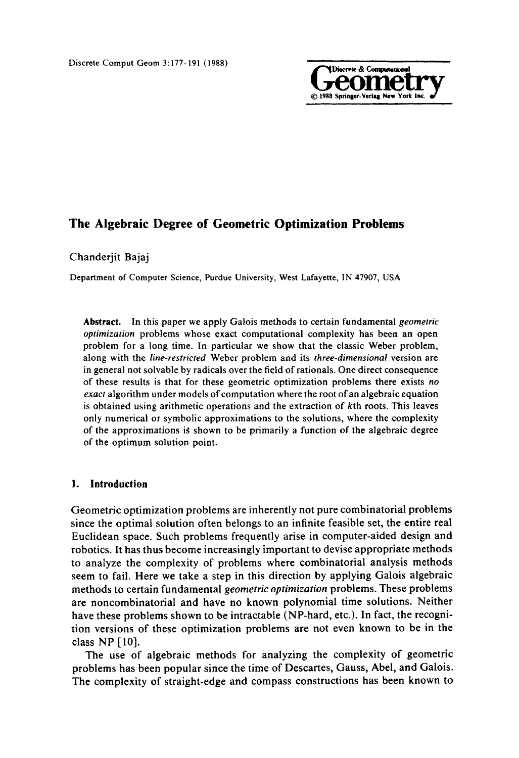# The Algebraic Degree of Geometric Optimization Problems

Chanderjit Bajaj

Department of Computer Science, Purdue University, West Lafayette, IN 47907, USA

**Abstract.** In this paper we apply Galois methods to certain fundamental *geometric optimization* problems whose exact computational complexity has been an open problem for a long time. In particular we show that the classic Weber problem, along with the *line-restricted* Weber problem and its *three-dimensional* version are in general not solvable by radicals over the field of rationals. One direct consequence of these results is that for these geometric optimization problems there exists *no exact* algorithm under models of computation where the root of an algebraic equation is obtained using arithmetic operations and the extraction of $k$th roots. This leaves only numerical or symbolic approximations to the solutions, where the complexity of the approximations is shown to be primarily a function of the algebraic degree of the optimum solution point.

## 1. Introduction

Geometric optimization problems are inherently not pure combinatorial problems since the optimal solution often belongs to an infinite feasible set, the entire real Euclidean space. Such problems frequently arise in computer-aided design and robotics. It has thus become increasingly important to devise appropriate methods to analyze the complexity of problems where combinatorial analysis methods seem to fail. Here we take a step in this direction by applying Galois algebraic methods to certain fundamental *geometric optimization* problems. These problems are noncombinatorial and have no known polynomial time solutions. Neither have these problems shown to be intractable (NP-hard, etc.). In fact, the recognition versions of these optimization problems are not even known to be in the class NP [10].

The use of algebraic methods for analyzing the complexity of geometric problems has been popular since the time of Descartes, Gauss, Abel, and Galois. The complexity of straight-edge and compass constructions has been known to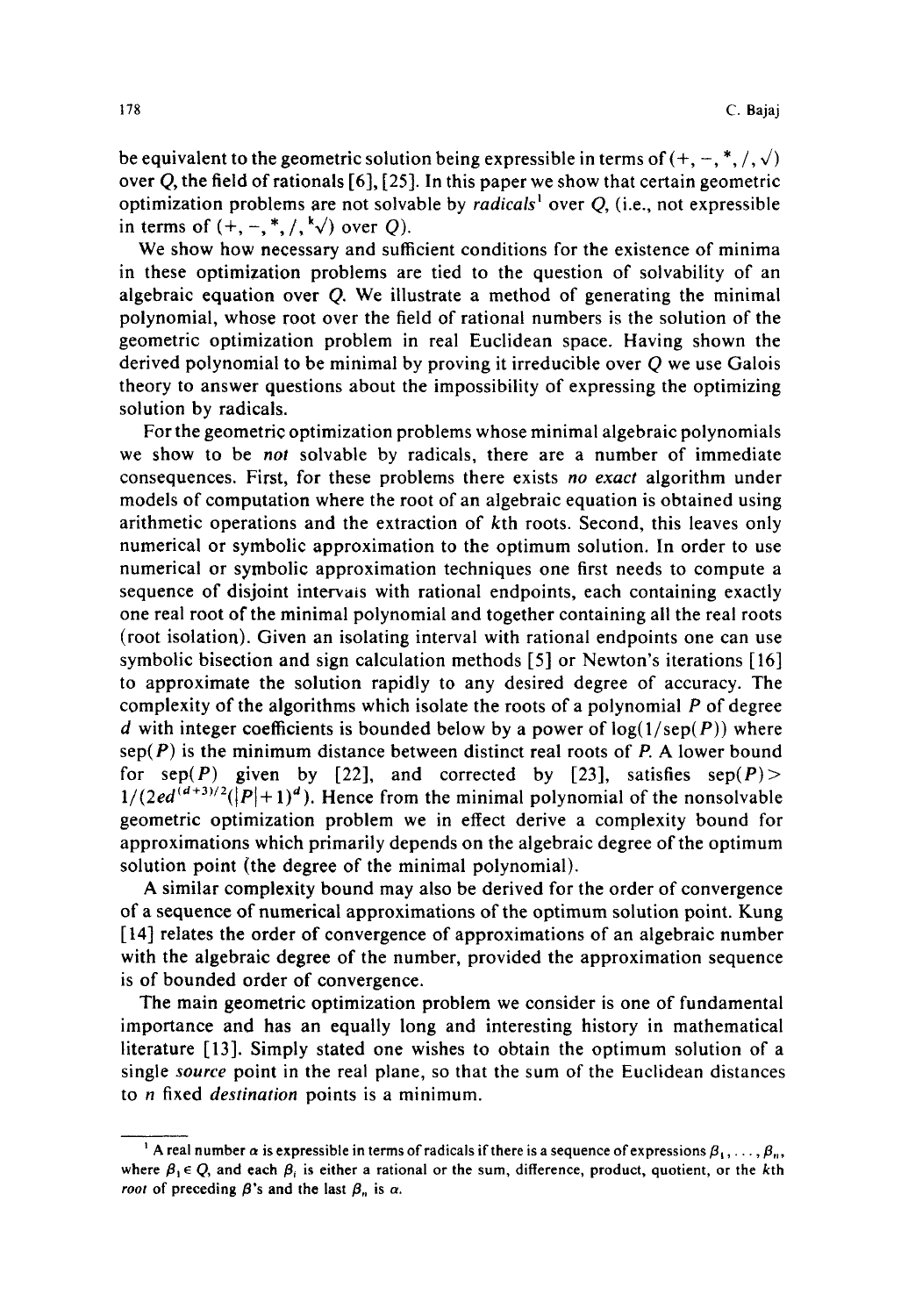be equivalent to the geometric solution being expressible in terms of $(+, -, *, /, \sqrt{})$ over $Q$, the field of rationals [6], [25]. In this paper we show that certain geometric optimization problems are not solvable by *radicals*[1] over $Q$, (i.e., not expressible in terms of $(+, -, *, /, \sqrt[k]{})$ over $Q$).

We show how necessary and sufficient conditions for the existence of minima in these optimization problems are tied to the question of solvability of an algebraic equation over $Q$. We illustrate a method of generating the minimal polynomial, whose root over the field of rational numbers is the solution of the geometric optimization problem in real Euclidean space. Having shown the derived polynomial to be minimal by proving it irreducible over $Q$ we use Galois theory to answer questions about the impossibility of expressing the optimizing solution by radicals.

For the geometric optimization problems whose minimal algebraic polynomials we show to be *not* solvable by radicals, there are a number of immediate consequences. First, for these problems there exists *no exact* algorithm under models of computation where the root of an algebraic equation is obtained using arithmetic operations and the extraction of $k$th roots. Second, this leaves only numerical or symbolic approximation to the optimum solution. In order to use numerical or symbolic approximation techniques one first needs to compute a sequence of disjoint intervals with rational endpoints, each containing exactly one real root of the minimal polynomial and together containing all the real roots (root isolation). Given an isolating interval with rational endpoints one can use symbolic bisection and sign calculation methods [5] or Newton's iterations [16] to approximate the solution rapidly to any desired degree of accuracy. The complexity of the algorithms which isolate the roots of a polynomial $P$ of degree $d$ with integer coefficients is bounded below by a power of $\log(1/\text{sep}(P))$ where $\text{sep}(P)$ is the minimum distance between distinct real roots of $P$. A lower bound for $\text{sep}(P)$ given by [22], and corrected by [23], satisfies $\text{sep}(P) > 1/(2ed^{(d+3)/2}(|P|+1)^d)$. Hence from the minimal polynomial of the nonsolvable geometric optimization problem we in effect derive a complexity bound for approximations which primarily depends on the algebraic degree of the optimum solution point (the degree of the minimal polynomial).

A similar complexity bound may also be derived for the order of convergence of a sequence of numerical approximations of the optimum solution point. Kung [14] relates the order of convergence of approximations of an algebraic number with the algebraic degree of the number, provided the approximation sequence is of bounded order of convergence.

The main geometric optimization problem we consider is one of fundamental importance and has an equally long and interesting history in mathematical literature [13]. Simply stated one wishes to obtain the optimum solution of a single *source* point in the real plane, so that the sum of the Euclidean distances to $n$ fixed *destination* points is a minimum.

---

[1] A real number $\alpha$ is expressible in terms of radicals if there is a sequence of expressions $\beta_1, \ldots, \beta_n$, where $\beta_1 \in Q$, and each $\beta_i$ is either a rational or the sum, difference, product, quotient, or the $k$th *root* of preceding $\beta$'s and the last $\beta_n$ is $\alpha$.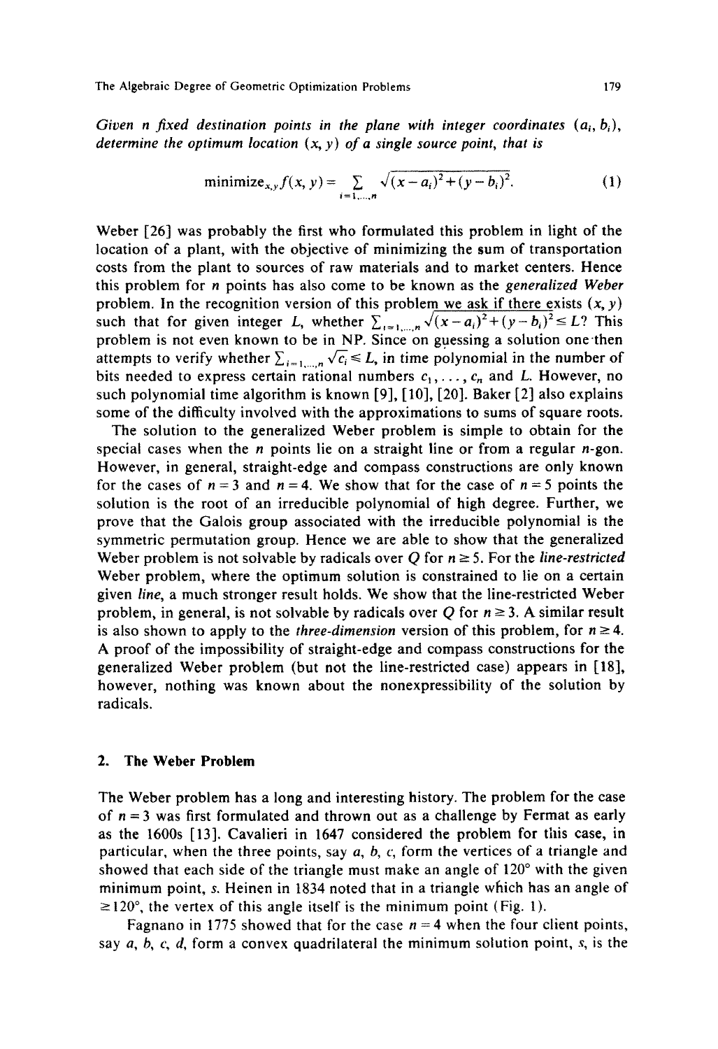*Given $n$ fixed destination points in the plane with integer coordinates $(a_i, b_i)$, determine the optimum location $(x, y)$ of a single source point, that is*

$$\text{minimize}_{x,y} f(x, y) = \sum_{i=1,\ldots,n} \sqrt{(x-a_i)^2 + (y-b_i)^2}. \tag{1}$$

Weber [26] was probably the first who formulated this problem in light of the location of a plant, with the objective of minimizing the sum of transportation costs from the plant to sources of raw materials and to market centers. Hence this problem for $n$ points has also come to be known as the *generalized Weber* problem. In the recognition version of this problem we ask if there exists $(x, y)$ such that for given integer $L$, whether $\sum_{i=1,\ldots,n} \sqrt{(x-a_i)^2 + (y-b_i)^2} \leq L$? This problem is not even known to be in NP. Since on guessing a solution one then attempts to verify whether $\sum_{i=1,\ldots,n} \sqrt{c_i} \leq L$, in time polynomial in the number of bits needed to express certain rational numbers $c_1, \ldots, c_n$ and $L$. However, no such polynomial time algorithm is known [9], [10], [20]. Baker [2] also explains some of the difficulty involved with the approximations to sums of square roots.

The solution to the generalized Weber problem is simple to obtain for the special cases when the $n$ points lie on a straight line or from a regular $n$-gon. However, in general, straight-edge and compass constructions are only known for the cases of $n = 3$ and $n = 4$. We show that for the case of $n = 5$ points the solution is the root of an irreducible polynomial of high degree. Further, we prove that the Galois group associated with the irreducible polynomial is the symmetric permutation group. Hence we are able to show that the generalized Weber problem is not solvable by radicals over $Q$ for $n \geq 5$. For the *line-restricted* Weber problem, where the optimum solution is constrained to lie on a certain given *line*, a much stronger result holds. We show that the line-restricted Weber problem, in general, is not solvable by radicals over $Q$ for $n \geq 3$. A similar result is also shown to apply to the *three-dimension* version of this problem, for $n \geq 4$. A proof of the impossibility of straight-edge and compass constructions for the generalized Weber problem (but not the line-restricted case) appears in [18], however, nothing was known about the nonexpressibility of the solution by radicals.

## 2. The Weber Problem

The Weber problem has a long and interesting history. The problem for the case of $n = 3$ was first formulated and thrown out as a challenge by Fermat as early as the 1600s [13]. Cavalieri in 1647 considered the problem for this case, in particular, when the three points, say $a$, $b$, $c$, form the vertices of a triangle and showed that each side of the triangle must make an angle of 120° with the given minimum point, $s$. Heinen in 1834 noted that in a triangle which has an angle of $\geq 120°$, the vertex of this angle itself is the minimum point (Fig. 1).

Fagnano in 1775 showed that for the case $n = 4$ when the four client points, say $a$, $b$, $c$, $d$, form a convex quadrilateral the minimum solution point, $s$, is the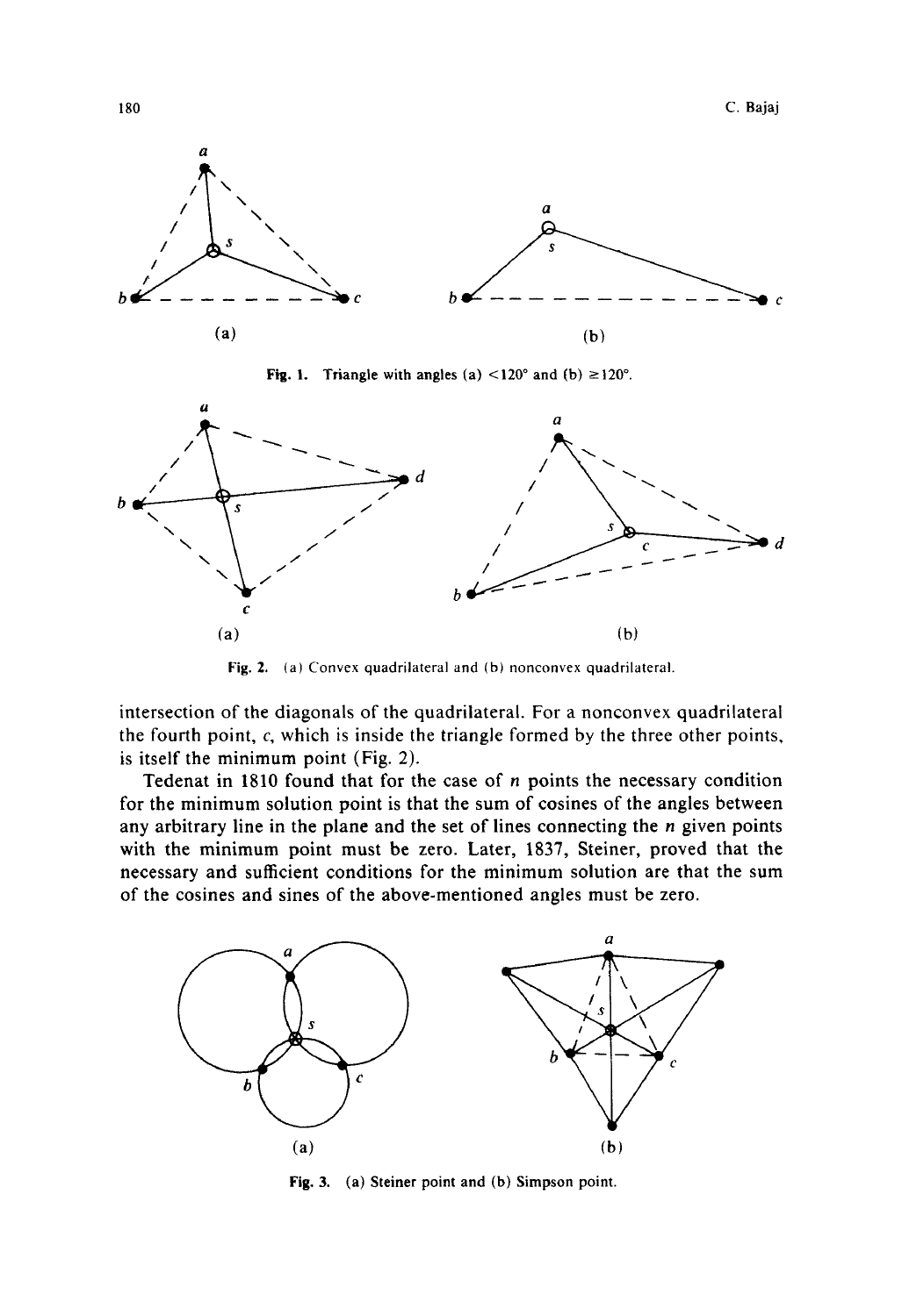Fig. 1. Triangle with angles (a) $<120°$ and (b) $\geq 120°$.

Fig. 2. (a) Convex quadrilateral and (b) nonconvex quadrilateral.

intersection of the diagonals of the quadrilateral. For a nonconvex quadrilateral the fourth point, $c$, which is inside the triangle formed by the three other points, is itself the minimum point (Fig. 2).

Tedenat in 1810 found that for the case of $n$ points the necessary condition for the minimum solution point is that the sum of cosines of the angles between any arbitrary line in the plane and the set of lines connecting the $n$ given points with the minimum point must be zero. Later, 1837, Steiner, proved that the necessary and sufficient conditions for the minimum solution are that the sum of the cosines and sines of the above-mentioned angles must be zero.

Fig. 3. (a) Steiner point and (b) Simpson point.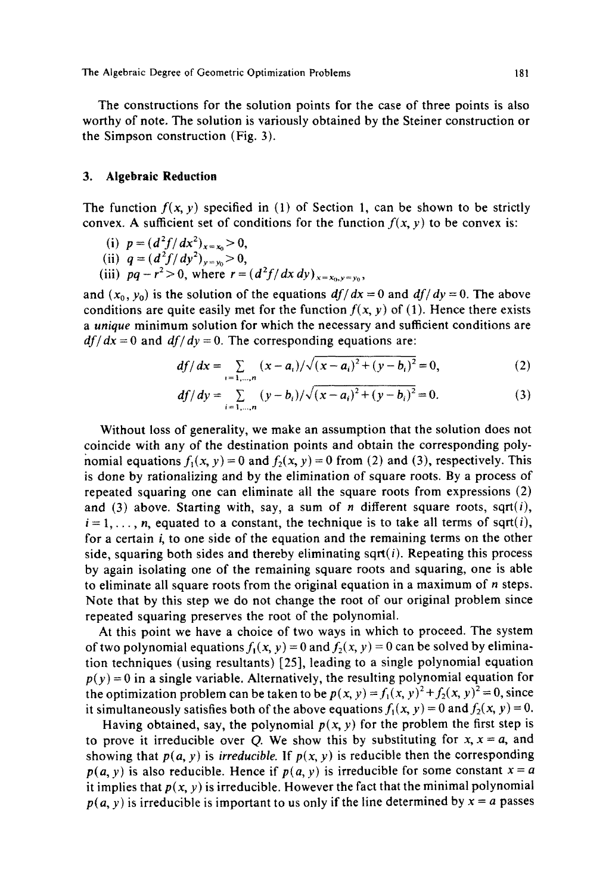The constructions for the solution points for the case of three points is also worthy of note. The solution is variously obtained by the Steiner construction or the Simpson construction (Fig. 3).

## 3. Algebraic Reduction

The function $f(x, y)$ specified in (1) of Section 1, can be shown to be strictly convex. A sufficient set of conditions for the function $f(x, y)$ to be convex is:

(i) $p = (d^2f/dx^2)_{x=x_0} > 0$,
(ii) $q = (d^2f/dy^2)_{y=y_0} > 0$,
(iii) $pq - r^2 > 0$, where $r = (d^2f/dx\,dy)_{x=x_0, y=y_0}$,

and $(x_0, y_0)$ is the solution of the equations $df/dx = 0$ and $df/dy = 0$. The above conditions are quite easily met for the function $f(x, y)$ of (1). Hence there exists a *unique* minimum solution for which the necessary and sufficient conditions are $df/dx = 0$ and $df/dy = 0$. The corresponding equations are:

$$df/dx = \sum_{i=1,\ldots,n} (x - a_i)/\sqrt{(x-a_i)^2 + (y-b_i)^2} = 0, \tag{2}$$

$$df/dy = \sum_{i=1,\ldots,n} (y - b_i)/\sqrt{(x-a_i)^2 + (y-b_i)^2} = 0. \tag{3}$$

Without loss of generality, we make an assumption that the solution does not coincide with any of the destination points and obtain the corresponding polynomial equations $f_1(x, y) = 0$ and $f_2(x, y) = 0$ from (2) and (3), respectively. This is done by rationalizing and by the elimination of square roots. By a process of repeated squaring one can eliminate all the square roots from expressions (2) and (3) above. Starting with, say, a sum of $n$ different square roots, sqrt($i$), $i = 1, \ldots, n$, equated to a constant, the technique is to take all terms of sqrt($i$), for a certain $i$, to one side of the equation and the remaining terms on the other side, squaring both sides and thereby eliminating sqrt($i$). Repeating this process by again isolating one of the remaining square roots and squaring, one is able to eliminate all square roots from the original equation in a maximum of $n$ steps. Note that by this step we do not change the root of our original problem since repeated squaring preserves the root of the polynomial.

At this point we have a choice of two ways in which to proceed. The system of two polynomial equations $f_1(x, y) = 0$ and $f_2(x, y) = 0$ can be solved by elimination techniques (using resultants) [25], leading to a single polynomial equation $p(y) = 0$ in a single variable. Alternatively, the resulting polynomial equation for the optimization problem can be taken to be $p(x, y) = f_1(x, y)^2 + f_2(x, y)^2 = 0$, since it simultaneously satisfies both of the above equations $f_1(x, y) = 0$ and $f_2(x, y) = 0$.

Having obtained, say, the polynomial $p(x, y)$ for the problem the first step is to prove it irreducible over $Q$. We show this by substituting for $x$, $x = a$, and showing that $p(a, y)$ is *irreducible*. If $p(x, y)$ is reducible then the corresponding $p(a, y)$ is also reducible. Hence if $p(a, y)$ is irreducible for some constant $x = a$ it implies that $p(x, y)$ is irreducible. However the fact that the minimal polynomial $p(a, y)$ is irreducible is important to us only if the line determined by $x = a$ passes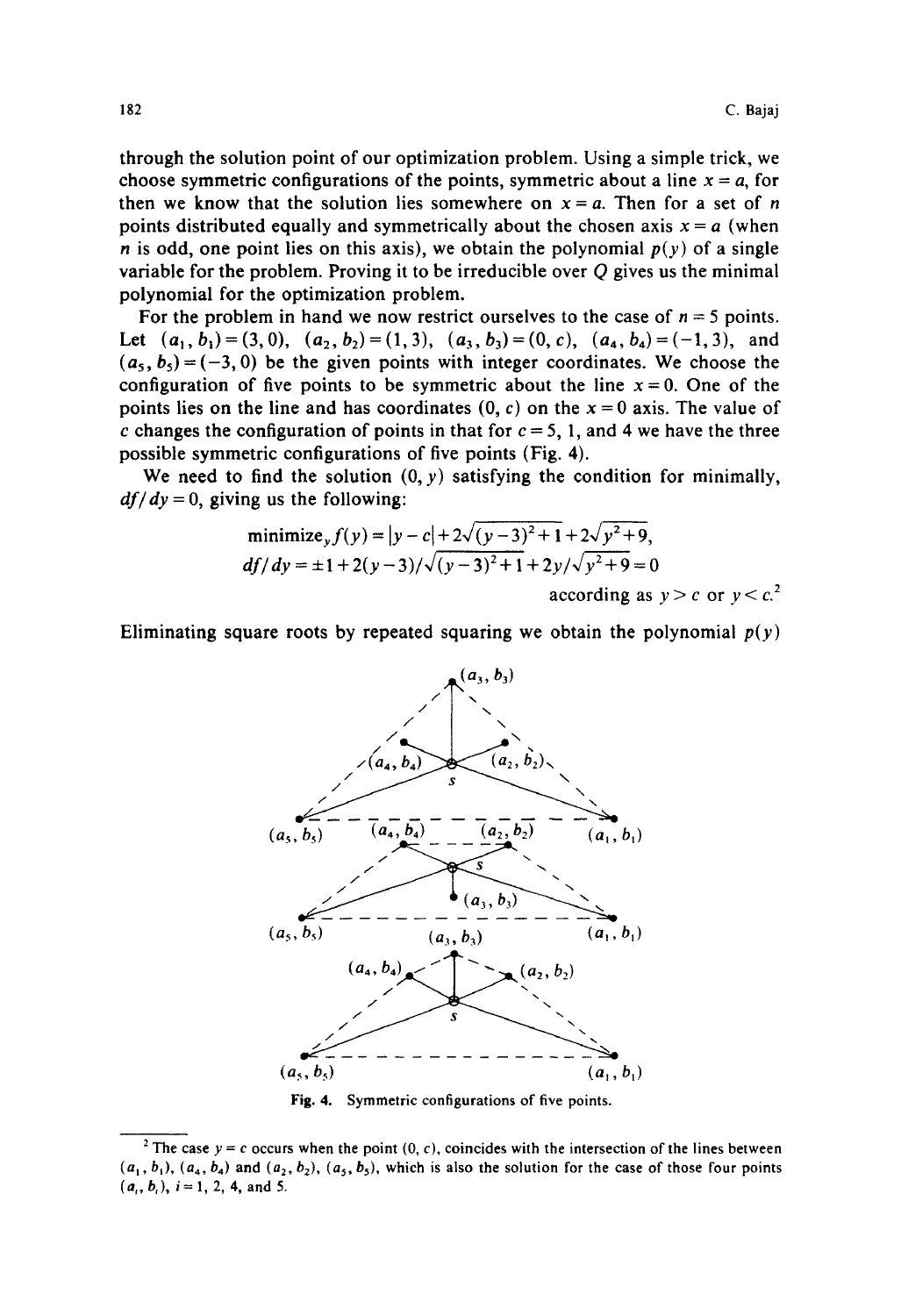through the solution point of our optimization problem. Using a simple trick, we choose symmetric configurations of the points, symmetric about a line $x = a$, for then we know that the solution lies somewhere on $x = a$. Then for a set of $n$ points distributed equally and symmetrically about the chosen axis $x = a$ (when $n$ is odd, one point lies on this axis), we obtain the polynomial $p(y)$ of a single variable for the problem. Proving it to be irreducible over $Q$ gives us the minimal polynomial for the optimization problem.

For the problem in hand we now restrict ourselves to the case of $n = 5$ points. Let $(a_1, b_1) = (3, 0)$, $(a_2, b_2) = (1, 3)$, $(a_3, b_3) = (0, c)$, $(a_4, b_4) = (-1, 3)$, and $(a_5, b_5) = (-3, 0)$ be the given points with integer coordinates. We choose the configuration of five points to be symmetric about the line $x = 0$. One of the points lies on the line and has coordinates $(0, c)$ on the $x = 0$ axis. The value of $c$ changes the configuration of points in that for $c = 5$, 1, and 4 we have the three possible symmetric configurations of five points (Fig. 4).

We need to find the solution $(0, y)$ satisfying the condition for minimally, $df/dy = 0$, giving us the following:

$$\text{minimize}_y f(y) = |y - c| + 2\sqrt{(y-3)^2 + 1} + 2\sqrt{y^2 + 9},$$

$$df/dy = \pm 1 + 2(y-3)/\sqrt{(y-3)^2+1} + 2y/\sqrt{y^2+9} = 0$$

according as $y > c$ or $y < c$.[2]

Eliminating square roots by repeated squaring we obtain the polynomial $p(y)$

Fig. 4. Symmetric configurations of five points.

[2] The case $y = c$ occurs when the point $(0, c)$, coincides with the intersection of the lines between $(a_1, b_1)$, $(a_4, b_4)$ and $(a_2, b_2)$, $(a_5, b_5)$, which is also the solution for the case of those four points $(a_i, b_i)$, $i = 1, 2, 4$, and 5.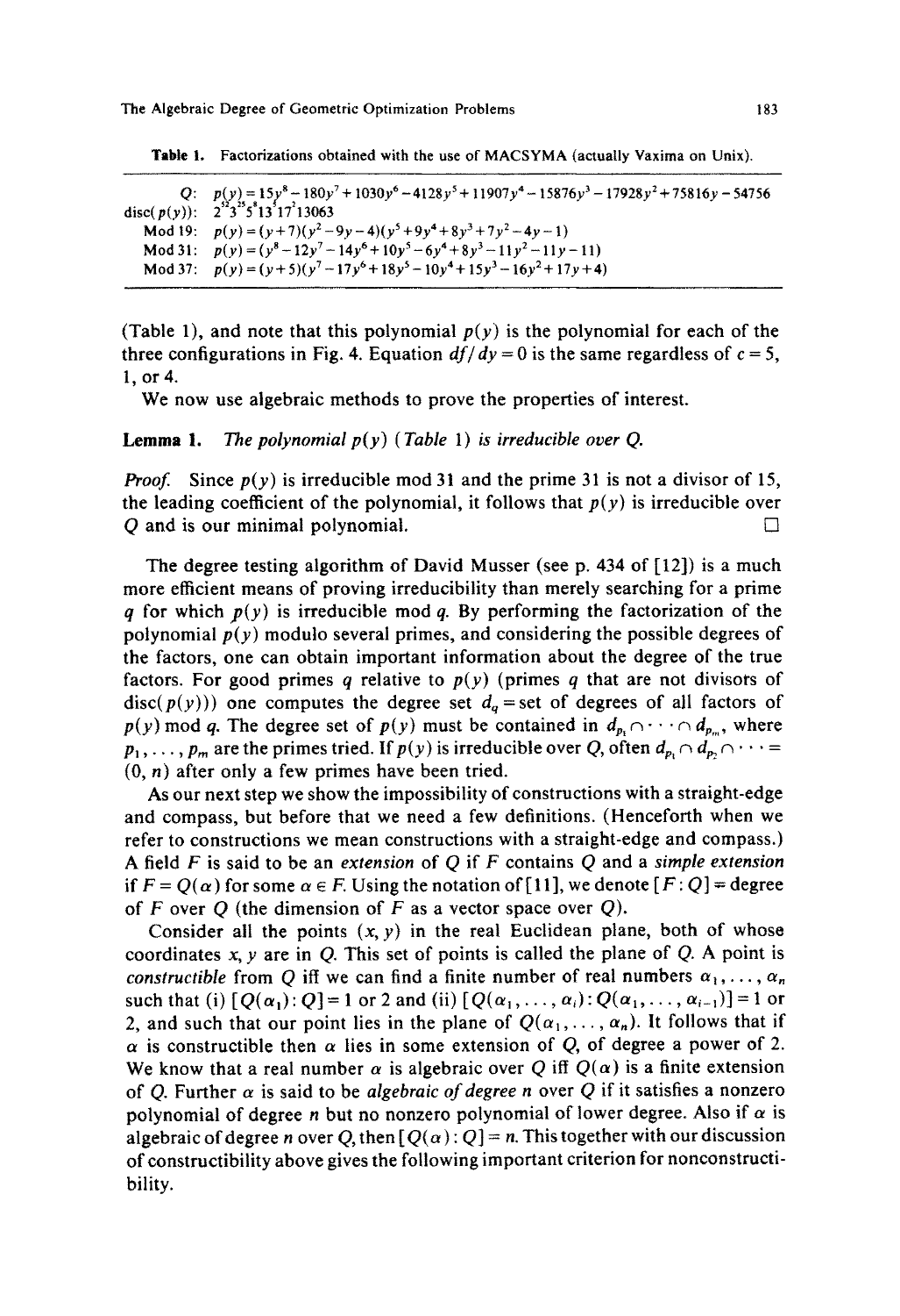**Table 1.** Factorizations obtained with the use of MACSYMA (actually Vaxima on Unix).

| | |
|---|---|
| $Q$: | $p(y) = 15y^8 - 180y^7 + 1030y^6 - 4128y^5 + 11907y^4 - 15876y^3 - 17928y^2 + 75816y - 54756$ |
| disc($p(y)$): | $2^{52}3^{25}5^{8}13^{5}17^{2}13063$ |
| Mod 19: | $p(y) = (y+7)(y^2 - 9y - 4)(y^5 + 9y^4 + 8y^3 + 7y^2 - 4y - 1)$ |
| Mod 31: | $p(y) = (y^8 - 12y^7 - 14y^6 + 10y^5 - 6y^4 + 8y^3 - 11y^2 - 11y - 11)$ |
| Mod 37: | $p(y) = (y+5)(y^7 - 17y^6 + 18y^5 - 10y^4 + 15y^3 - 16y^2 + 17y + 4)$ |

(Table 1), and note that this polynomial $p(y)$ is the polynomial for each of the three configurations in Fig. 4. Equation $df/dy = 0$ is the same regardless of $c = 5$, 1, or 4.

We now use algebraic methods to prove the properties of interest.

**Lemma 1.** *The polynomial $p(y)$ (Table 1) is irreducible over $Q$.*

*Proof.* Since $p(y)$ is irreducible mod 31 and the prime 31 is not a divisor of 15, the leading coefficient of the polynomial, it follows that $p(y)$ is irreducible over $Q$ and is our minimal polynomial. □

The degree testing algorithm of David Musser (see p. 434 of [12]) is a much more efficient means of proving irreducibility than merely searching for a prime $q$ for which $p(y)$ is irreducible mod $q$. By performing the factorization of the polynomial $p(y)$ modulo several primes, and considering the possible degrees of the factors, one can obtain important information about the degree of the true factors. For good primes $q$ relative to $p(y)$ (primes $q$ that are not divisors of disc($p(y)$)) one computes the degree set $d_q$ = set of degrees of all factors of $p(y)$ mod $q$. The degree set of $p(y)$ must be contained in $d_{p_1} \cap \cdots \cap d_{p_m}$, where $p_1, \ldots, p_m$ are the primes tried. If $p(y)$ is irreducible over $Q$, often $d_{p_1} \cap d_{p_2} \cap \cdots = (0, n)$ after only a few primes have been tried.

As our next step we show the impossibility of constructions with a straight-edge and compass, but before that we need a few definitions. (Henceforth when we refer to constructions we mean constructions with a straight-edge and compass.) A field $F$ is said to be an *extension* of $Q$ if $F$ contains $Q$ and a *simple extension* if $F = Q(\alpha)$ for some $\alpha \in F$. Using the notation of [11], we denote $[F : Q]$ = degree of $F$ over $Q$ (the dimension of $F$ as a vector space over $Q$).

Consider all the points $(x, y)$ in the real Euclidean plane, both of whose coordinates $x, y$ are in $Q$. This set of points is called the plane of $Q$. A point is *constructible* from $Q$ iff we can find a finite number of real numbers $\alpha_1, \ldots, \alpha_n$ such that (i) $[Q(\alpha_1) : Q] = 1$ or 2 and (ii) $[Q(\alpha_1, \ldots, \alpha_i) : Q(\alpha_1, \ldots, \alpha_{i-1})] = 1$ or 2, and such that our point lies in the plane of $Q(\alpha_1, \ldots, \alpha_n)$. It follows that if $\alpha$ is constructible then $\alpha$ lies in some extension of $Q$, of degree a power of 2. We know that a real number $\alpha$ is algebraic over $Q$ iff $Q(\alpha)$ is a finite extension of $Q$. Further $\alpha$ is said to be *algebraic of degree n* over $Q$ if it satisfies a nonzero polynomial of degree $n$ but no nonzero polynomial of lower degree. Also if $\alpha$ is algebraic of degree $n$ over $Q$, then $[Q(\alpha) : Q] = n$. This together with our discussion of constructibility above gives the following important criterion for nonconstructibility.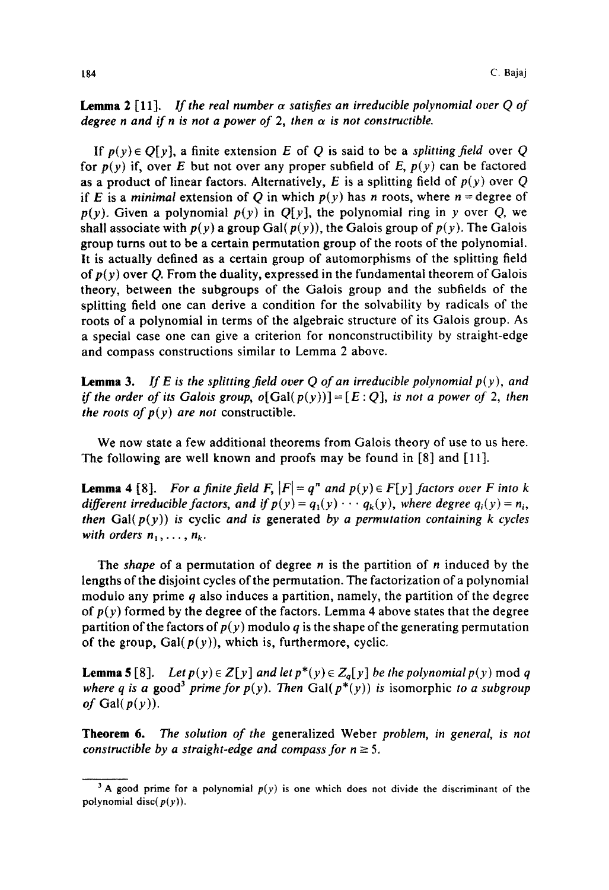**Lemma 2** [11]. *If the real number $\alpha$ satisfies an irreducible polynomial over $Q$ of degree $n$ and if $n$ is not a power of 2, then $\alpha$ is not constructible.*

If $p(y) \in Q[y]$, a finite extension $E$ of $Q$ is said to be a *splitting field* over $Q$ for $p(y)$ if, over $E$ but not over any proper subfield of $E$, $p(y)$ can be factored as a product of linear factors. Alternatively, $E$ is a splitting field of $p(y)$ over $Q$ if $E$ is a *minimal* extension of $Q$ in which $p(y)$ has $n$ roots, where $n$ = degree of $p(y)$. Given a polynomial $p(y)$ in $Q[y]$, the polynomial ring in $y$ over $Q$, we shall associate with $p(y)$ a group $\text{Gal}(p(y))$, the Galois group of $p(y)$. The Galois group turns out to be a certain permutation group of the roots of the polynomial. It is actually defined as a certain group of automorphisms of the splitting field of $p(y)$ over $Q$. From the duality, expressed in the fundamental theorem of Galois theory, between the subgroups of the Galois group and the subfields of the splitting field one can derive a condition for the solvability by radicals of the roots of a polynomial in terms of the algebraic structure of its Galois group. As a special case one can give a criterion for nonconstructibility by straight-edge and compass constructions similar to Lemma 2 above.

**Lemma 3.** *If $E$ is the splitting field over $Q$ of an irreducible polynomial $p(y)$, and if the order of its Galois group, $o[\text{Gal}(p(y))] = [E : Q]$, is not a power of 2, then the roots of $p(y)$ are not* constructible.

We now state a few additional theorems from Galois theory of use to us here. The following are well known and proofs may be found in [8] and [11].

**Lemma 4** [8]. *For a finite field $F$, $|F| = q^n$ and $p(y) \in F[y]$ factors over $F$ into $k$ different irreducible factors, and if $p(y) = q_1(y) \cdots q_k(y)$, where degree $q_i(y) = n_i$, then* $\text{Gal}(p(y))$ *is cyclic and is* generated *by a permutation containing $k$ cycles with orders $n_1, \ldots, n_k$.*

The *shape* of a permutation of degree $n$ is the partition of $n$ induced by the lengths of the disjoint cycles of the permutation. The factorization of a polynomial modulo any prime $q$ also induces a partition, namely, the partition of the degree of $p(y)$ formed by the degree of the factors. Lemma 4 above states that the degree partition of the factors of $p(y)$ modulo $q$ is the shape of the generating permutation of the group, $\text{Gal}(p(y))$, which is, furthermore, cyclic.

**Lemma 5** [8]. *Let $p(y) \in Z[y]$ and let $p^*(y) \in Z_q[y]$ be the polynomial $p(y)$* mod $q$ *where $q$ is a* good[3] *prime for $p(y)$. Then* $\text{Gal}(p^*(y))$ *is* isomorphic *to a subgroup of* $\text{Gal}(p(y))$.

**Theorem 6.** *The solution of the* generalized Weber *problem, in general, is not constructible by a straight-edge and compass for $n \geq 5$.*

---

[3] A good prime for a polynomial $p(y)$ is one which does not divide the discriminant of the polynomial $\text{disc}(p(y))$.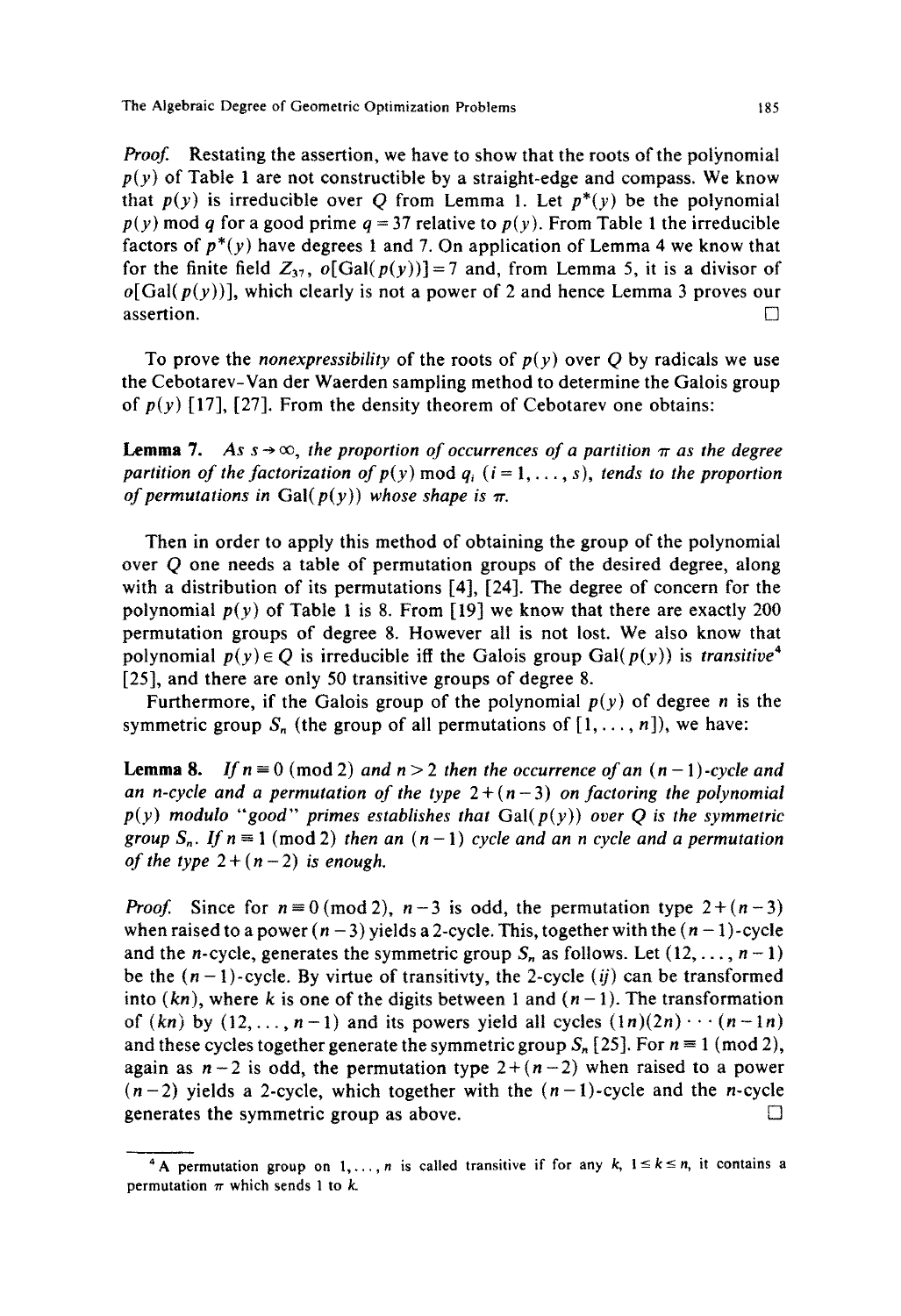*Proof.* Restating the assertion, we have to show that the roots of the polynomial $p(y)$ of Table 1 are not constructible by a straight-edge and compass. We know that $p(y)$ is irreducible over $Q$ from Lemma 1. Let $p^*(y)$ be the polynomial $p(y) \bmod q$ for a good prime $q = 37$ relative to $p(y)$. From Table 1 the irreducible factors of $p^*(y)$ have degrees 1 and 7. On application of Lemma 4 we know that for the finite field $Z_{37}$, $o[\text{Gal}(p(y))] = 7$ and, from Lemma 5, it is a divisor of $o[\text{Gal}(p(y))]$, which clearly is not a power of 2 and hence Lemma 3 proves our assertion. □

To prove the *nonexpressibility* of the roots of $p(y)$ over $Q$ by radicals we use the Cebotarev-Van der Waerden sampling method to determine the Galois group of $p(y)$ [17], [27]. From the density theorem of Cebotarev one obtains:

**Lemma 7.** *As $s \to \infty$, the proportion of occurrences of a partition $\pi$ as the degree partition of the factorization of $p(y) \bmod q_i$ ($i = 1, \dots, s$), tends to the proportion of permutations in* Gal$(p(y))$ *whose shape is $\pi$.*

Then in order to apply this method of obtaining the group of the polynomial over $Q$ one needs a table of permutation groups of the desired degree, along with a distribution of its permutations [4], [24]. The degree of concern for the polynomial $p(y)$ of Table 1 is 8. From [19] we know that there are exactly 200 permutation groups of degree 8. However all is not lost. We also know that polynomial $p(y) \in Q$ is irreducible iff the Galois group Gal$(p(y))$ is *transitive*[4] [25], and there are only 50 transitive groups of degree 8.

Furthermore, if the Galois group of the polynomial $p(y)$ of degree $n$ is the symmetric group $S_n$ (the group of all permutations of $[1, \dots, n]$), we have:

**Lemma 8.** *If $n \equiv 0 \pmod 2$ and $n > 2$ then the occurrence of an $(n-1)$-cycle and an $n$-cycle and a permutation of the type $2 + (n-3)$ on factoring the polynomial $p(y)$ modulo "good" primes establishes that* Gal$(p(y))$ *over $Q$ is the symmetric group $S_n$. If $n \equiv 1 \pmod 2$ then an $(n-1)$ cycle and an $n$ cycle and a permutation of the type $2 + (n-2)$ is enough.*

*Proof.* Since for $n \equiv 0 \pmod 2$, $n-3$ is odd, the permutation type $2 + (n-3)$ when raised to a power $(n-3)$ yields a 2-cycle. This, together with the $(n-1)$-cycle and the $n$-cycle, generates the symmetric group $S_n$ as follows. Let $(12, \dots, n-1)$ be the $(n-1)$-cycle. By virtue of transitivty, the 2-cycle $(ij)$ can be transformed into $(kn)$, where $k$ is one of the digits between 1 and $(n-1)$. The transformation of $(kn)$ by $(12, \dots, n-1)$ and its powers yield all cycles $(1n)(2n) \cdots (n-1n)$ and these cycles together generate the symmetric group $S_n$ [25]. For $n \equiv 1 \pmod 2$, again as $n-2$ is odd, the permutation type $2 + (n-2)$ when raised to a power $(n-2)$ yields a 2-cycle, which together with the $(n-1)$-cycle and the $n$-cycle generates the symmetric group as above. □

---

[4] A permutation group on $1, \dots, n$ is called transitive if for any $k$, $1 \le k \le n$, it contains a permutation $\pi$ which sends 1 to $k$.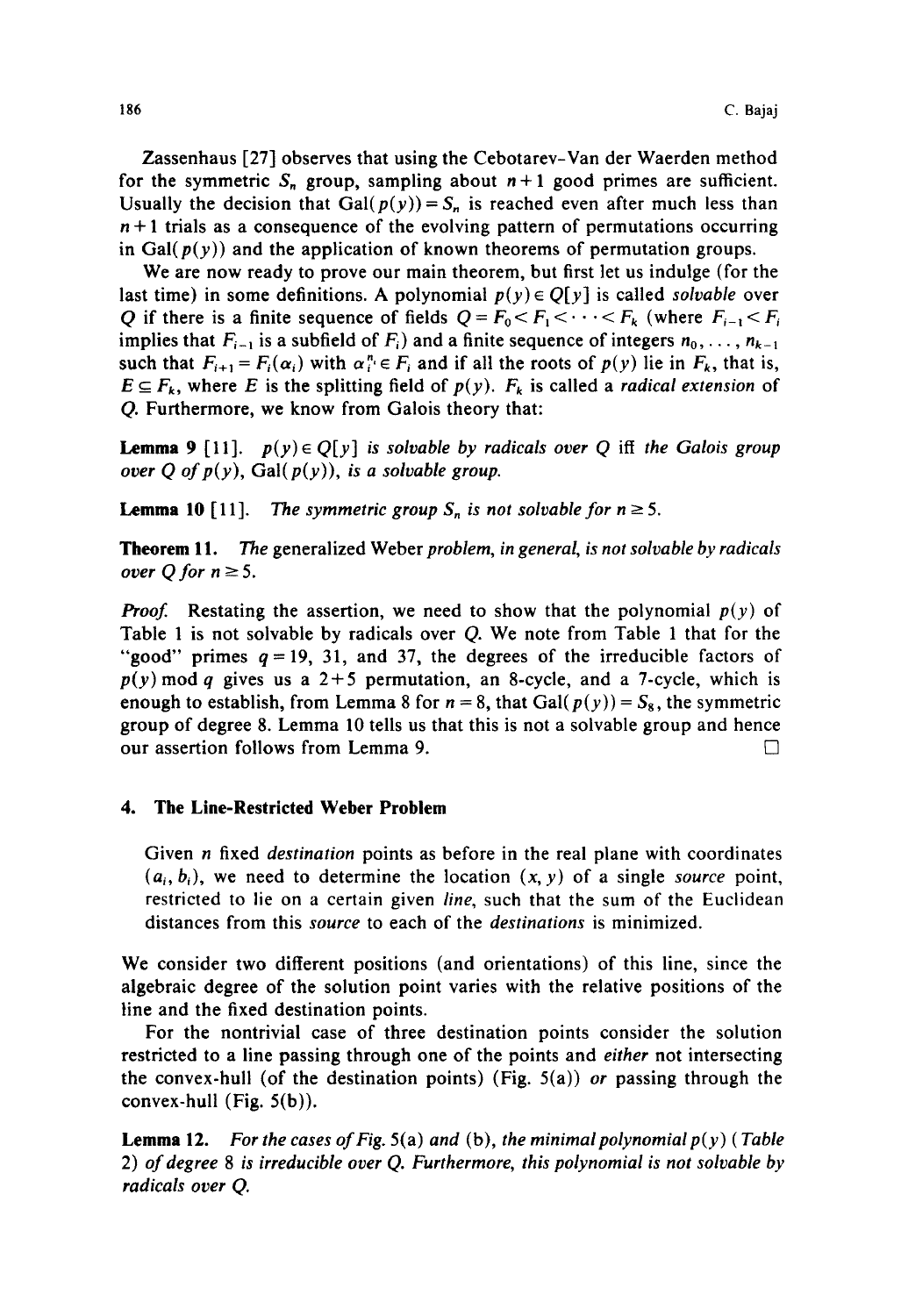Zassenhaus [27] observes that using the Cebotarev-Van der Waerden method for the symmetric $S_n$ group, sampling about $n+1$ good primes are sufficient. Usually the decision that $\text{Gal}(p(y)) = S_n$ is reached even after much less than $n+1$ trials as a consequence of the evolving pattern of permutations occurring in $\text{Gal}(p(y))$ and the application of known theorems of permutation groups.

We are now ready to prove our main theorem, but first let us indulge (for the last time) in some definitions. A polynomial $p(y) \in Q[y]$ is called *solvable* over $Q$ if there is a finite sequence of fields $Q = F_0 < F_1 < \cdots < F_k$ (where $F_{i-1} < F_i$ implies that $F_{i-1}$ is a subfield of $F_i$) and a finite sequence of integers $n_0, \ldots, n_{k-1}$ such that $F_{i+1} = F_i(\alpha_i)$ with $\alpha_i^{n_i} \in F_i$ and if all the roots of $p(y)$ lie in $F_k$, that is, $E \subseteq F_k$, where $E$ is the splitting field of $p(y)$. $F_k$ is called a *radical extension* of $Q$. Furthermore, we know from Galois theory that:

**Lemma 9** [11]. *$p(y) \in Q[y]$ is solvable by radicals over $Q$ iff the Galois group over $Q$ of $p(y)$, $\text{Gal}(p(y))$, is a solvable group.*

**Lemma 10** [11]. *The symmetric group $S_n$ is not solvable for $n \geq 5$.*

**Theorem 11.** *The* generalized Weber *problem, in general, is not solvable by radicals over $Q$ for $n \geq 5$.*

*Proof.* Restating the assertion, we need to show that the polynomial $p(y)$ of Table 1 is not solvable by radicals over $Q$. We note from Table 1 that for the "good" primes $q = 19$, 31, and 37, the degrees of the irreducible factors of $p(y) \bmod q$ gives us a $2+5$ permutation, an 8-cycle, and a 7-cycle, which is enough to establish, from Lemma 8 for $n = 8$, that $\text{Gal}(p(y)) = S_8$, the symmetric group of degree 8. Lemma 10 tells us that this is not a solvable group and hence our assertion follows from Lemma 9. □

## 4. The Line-Restricted Weber Problem

Given $n$ fixed *destination* points as before in the real plane with coordinates $(a_i, b_i)$, we need to determine the location $(x, y)$ of a single *source* point, restricted to lie on a certain given *line*, such that the sum of the Euclidean distances from this *source* to each of the *destinations* is minimized.

We consider two different positions (and orientations) of this line, since the algebraic degree of the solution point varies with the relative positions of the line and the fixed destination points.

For the nontrivial case of three destination points consider the solution restricted to a line passing through one of the points and *either* not intersecting the convex-hull (of the destination points) (Fig. 5(a)) *or* passing through the convex-hull (Fig. 5(b)).

**Lemma 12.** *For the cases of Fig. 5(a) and (b), the minimal polynomial $p(y)$ (Table 2) of degree 8 is irreducible over $Q$. Furthermore, this polynomial is not solvable by radicals over $Q$.*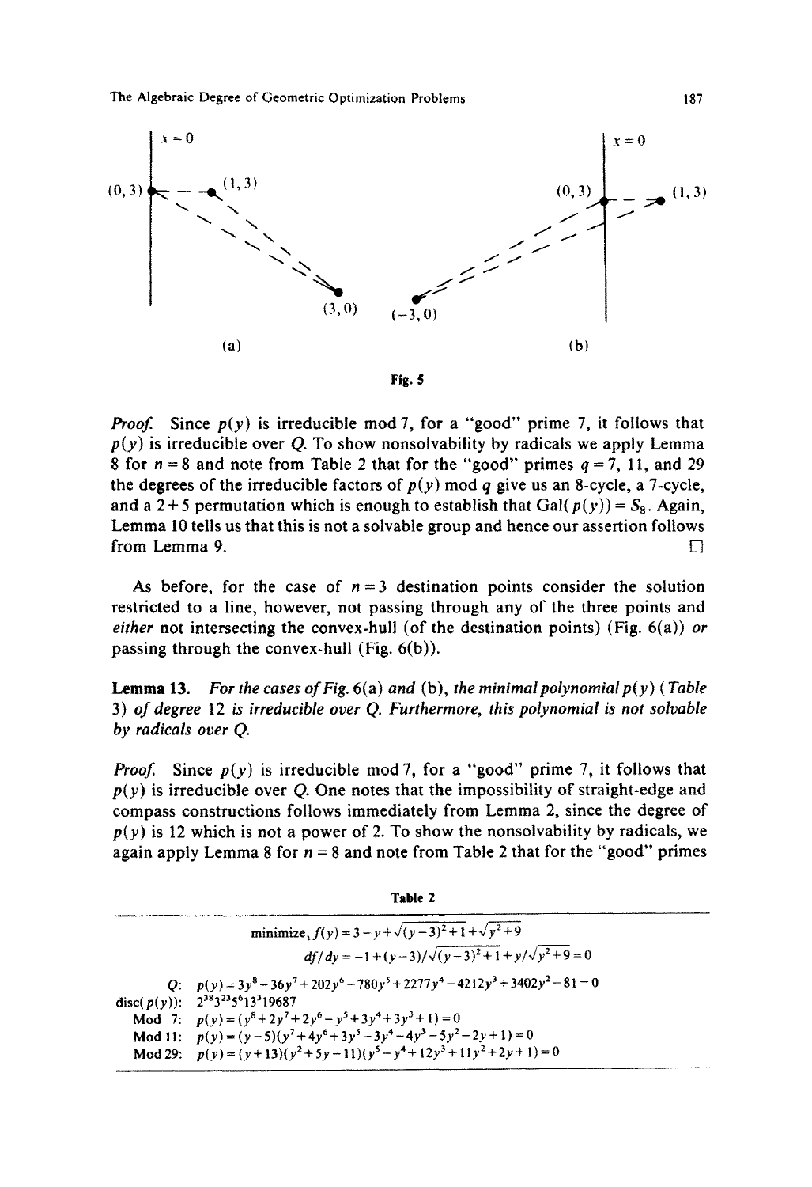Fig. 5

*Proof.* Since $p(y)$ is irreducible mod 7, for a "good" prime 7, it follows that $p(y)$ is irreducible over $Q$. To show nonsolvability by radicals we apply Lemma 8 for $n = 8$ and note from Table 2 that for the "good" primes $q = 7$, 11, and 29 the degrees of the irreducible factors of $p(y)$ mod $q$ give us an 8-cycle, a 7-cycle, and a $2+5$ permutation which is enough to establish that $\text{Gal}(p(y)) = S_8$. Again, Lemma 10 tells us that this is not a solvable group and hence our assertion follows from Lemma 9. □

As before, for the case of $n = 3$ destination points consider the solution restricted to a line, however, not passing through any of the three points and *either* not intersecting the convex-hull (of the destination points) (Fig. 6(a)) *or* passing through the convex-hull (Fig. 6(b)).

**Lemma 13.** *For the cases of Fig.* 6(a) *and* (b), *the minimal polynomial* $p(y)$ (*Table* 3) *of degree* 12 *is irreducible over* $Q$. *Furthermore, this polynomial is not solvable by radicals over* $Q$.

*Proof.* Since $p(y)$ is irreducible mod 7, for a "good" prime 7, it follows that $p(y)$ is irreducible over $Q$. One notes that the impossibility of straight-edge and compass constructions follows immediately from Lemma 2, since the degree of $p(y)$ is 12 which is not a power of 2. To show the nonsolvability by radicals, we again apply Lemma 8 for $n = 8$ and note from Table 2 that for the "good" primes

**Table 2**

| | |
|---|---|
| | minimize$_y$ $f(y) = 3 - y + \sqrt{(y-3)^2+1} + \sqrt{y^2+9}$ |
| | $df/dy = -1 + (y-3)/\sqrt{(y-3)^2+1} + y/\sqrt{y^2+9} = 0$ |
| $Q$: | $p(y) = 3y^8 - 36y^7 + 202y^6 - 780y^5 + 2277y^4 - 4212y^3 + 3402y^2 - 81 = 0$ |
| disc($p(y)$): | $2^{38}3^{23}5^6 13^3 19687$ |
| Mod 7: | $p(y) = (y^8 + 2y^7 + 2y^6 - y^5 + 3y^4 + 3y^3 + 1) = 0$ |
| Mod 11: | $p(y) = (y-5)(y^7 + 4y^6 + 3y^5 - 3y^4 - 4y^3 - 5y^2 - 2y + 1) = 0$ |
| Mod 29: | $p(y) = (y+13)(y^2 + 5y - 11)(y^5 - y^4 + 12y^3 + 11y^2 + 2y + 1) = 0$ |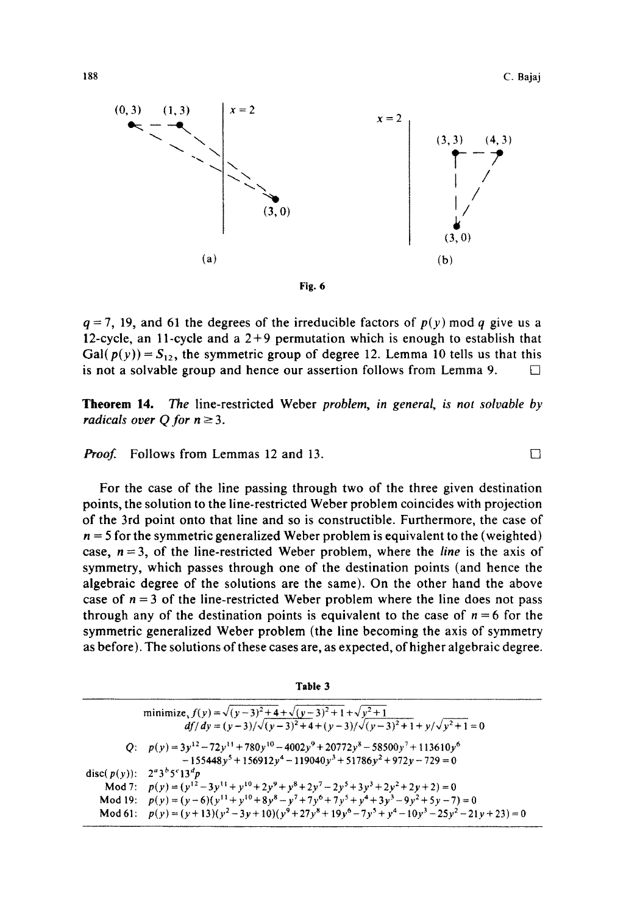Fig. 6

$q = 7$, 19, and 61 the degrees of the irreducible factors of $p(y) \bmod q$ give us a 12-cycle, an 11-cycle and a 2+9 permutation which is enough to establish that $\mathrm{Gal}(p(y)) = S_{12}$, the symmetric group of degree 12. Lemma 10 tells us that this is not a solvable group and hence our assertion follows from Lemma 9. □

**Theorem 14.** *The* line-restricted Weber *problem, in general, is not solvable by radicals over Q for* $n \geq 3$.

*Proof.* Follows from Lemmas 12 and 13. □

For the case of the line passing through two of the three given destination points, the solution to the line-restricted Weber problem coincides with projection of the 3rd point onto that line and so is constructible. Furthermore, the case of $n = 5$ for the symmetric generalized Weber problem is equivalent to the (weighted) case, $n = 3$, of the line-restricted Weber problem, where the *line* is the axis of symmetry, which passes through one of the destination points (and hence the algebraic degree of the solutions are the same). On the other hand the above case of $n = 3$ of the line-restricted Weber problem where the line does not pass through any of the destination points is equivalent to the case of $n = 6$ for the symmetric generalized Weber problem (the line becoming the axis of symmetry as before). The solutions of these cases are, as expected, of higher algebraic degree.

**Table 3**

| | |
|---|---|
| | minimize, $f(y) = \sqrt{(y-3)^2+4} + \sqrt{(y-3)^2+1} + \sqrt{y^2+1}$ |
| | $df/dy = (y-3)/\sqrt{(y-3)^2+4} + (y-3)/\sqrt{(y-3)^2+1} + y/\sqrt{y^2+1} = 0$ |
| $Q$: | $p(y) = 3y^{12} - 72y^{11} + 780y^{10} - 4002y^9 + 20772y^8 - 58500y^7 + 113610y^6 - 155448y^5 + 156912y^4 - 119040y^3 + 51786y^2 + 972y - 729 = 0$ |
| disc$(p(y))$: | $2^a 3^b 5^c 13^d p$ |
| Mod 7: | $p(y) = (y^{12} - 3y^{11} + y^{10} + 2y^9 + y^8 + 2y^7 - 2y^5 + 3y^3 + 2y^2 + 2y + 2) = 0$ |
| Mod 19: | $p(y) = (y-6)(y^{11} + y^{10} + 8y^8 - y^7 + 7y^6 + 7y^5 + y^4 + 3y^3 - 9y^2 + 5y - 7) = 0$ |
| Mod 61: | $p(y) = (y+13)(y^2 - 3y + 10)(y^9 + 27y^8 + 19y^6 - 7y^5 + y^4 - 10y^3 - 25y^2 - 21y + 23) = 0$ |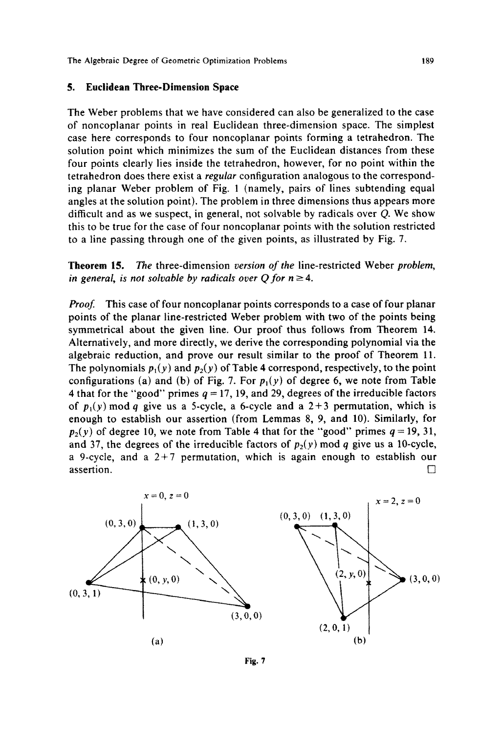## 5. Euclidean Three-Dimension Space

The Weber problems that we have considered can also be generalized to the case of noncoplanar points in real Euclidean three-dimension space. The simplest case here corresponds to four noncoplanar points forming a tetrahedron. The solution point which minimizes the sum of the Euclidean distances from these four points clearly lies inside the tetrahedron, however, for no point within the tetrahedron does there exist a *regular* configuration analogous to the corresponding planar Weber problem of Fig. 1 (namely, pairs of lines subtending equal angles at the solution point). The problem in three dimensions thus appears more difficult and as we suspect, in general, not solvable by radicals over $Q$. We show this to be true for the case of four noncoplanar points with the solution restricted to a line passing through one of the given points, as illustrated by Fig. 7.

**Theorem 15.** *The three-dimension version of the line-restricted Weber problem, in general, is not solvable by radicals over $Q$ for $n \geq 4$.*

*Proof.* This case of four noncoplanar points corresponds to a case of four planar points of the planar line-restricted Weber problem with two of the points being symmetrical about the given line. Our proof thus follows from Theorem 14. Alternatively, and more directly, we derive the corresponding polynomial via the algebraic reduction, and prove our result similar to the proof of Theorem 11. The polynomials $p_1(y)$ and $p_2(y)$ of Table 4 correspond, respectively, to the point configurations (a) and (b) of Fig. 7. For $p_1(y)$ of degree 6, we note from Table 4 that for the "good" primes $q = 17$, 19, and 29, degrees of the irreducible factors of $p_1(y) \bmod q$ give us a 5-cycle, a 6-cycle and a 2+3 permutation, which is enough to establish our assertion (from Lemmas 8, 9, and 10). Similarly, for $p_2(y)$ of degree 10, we note from Table 4 that for the "good" primes $q = 19$, 31, and 37, the degrees of the irreducible factors of $p_2(y) \bmod q$ give us a 10-cycle, a 9-cycle, and a 2+7 permutation, which is again enough to establish our assertion. □

(a): $x = 0, z = 0$; points $(0, 3, 0)$, $(1, 3, 0)$, $(0, 3, 1)$, $(3, 0, 0)$, $(0, y, 0)$

(b): $x = 2, z = 0$; points $(0, 3, 0)$, $(1, 3, 0)$, $(3, 0, 0)$, $(2, 0, 1)$, $(2, y, 0)$

Fig. 7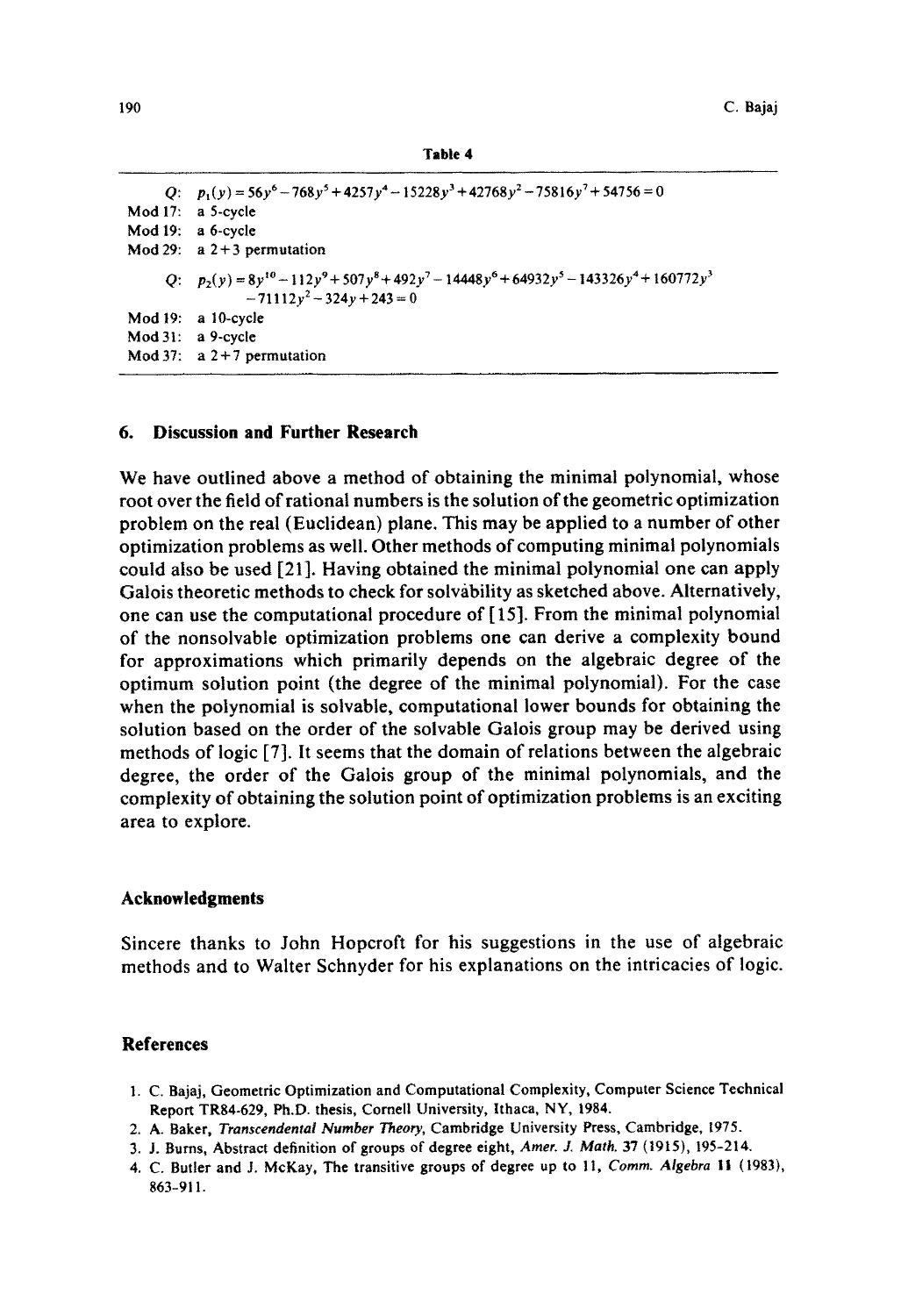**Table 4**

| | |
|---|---|
| $Q$: | $p_1(y) = 56y^6 - 768y^5 + 4257y^4 - 15228y^3 + 42768y^2 - 75816y^7 + 54756 = 0$ |
| Mod 17: | a 5-cycle |
| Mod 19: | a 6-cycle |
| Mod 29: | a 2+3 permutation |
| $Q$: | $p_2(y) = 8y^{10} - 112y^9 + 507y^8 + 492y^7 - 14448y^6 + 64932y^5 - 143326y^4 + 160772y^3 - 71112y^2 - 324y + 243 = 0$ |
| Mod 19: | a 10-cycle |
| Mod 31: | a 9-cycle |
| Mod 37: | a 2+7 permutation |

## 6. Discussion and Further Research

We have outlined above a method of obtaining the minimal polynomial, whose root over the field of rational numbers is the solution of the geometric optimization problem on the real (Euclidean) plane. This may be applied to a number of other optimization problems as well. Other methods of computing minimal polynomials could also be used [21]. Having obtained the minimal polynomial one can apply Galois theoretic methods to check for solvability as sketched above. Alternatively, one can use the computational procedure of [15]. From the minimal polynomial of the nonsolvable optimization problems one can derive a complexity bound for approximations which primarily depends on the algebraic degree of the optimum solution point (the degree of the minimal polynomial). For the case when the polynomial is solvable, computational lower bounds for obtaining the solution based on the order of the solvable Galois group may be derived using methods of logic [7]. It seems that the domain of relations between the algebraic degree, the order of the Galois group of the minimal polynomials, and the complexity of obtaining the solution point of optimization problems is an exciting area to explore.

## Acknowledgments

Sincere thanks to John Hopcroft for his suggestions in the use of algebraic methods and to Walter Schnyder for his explanations on the intricacies of logic.

## References

1. C. Bajaj, Geometric Optimization and Computational Complexity, Computer Science Technical Report TR84-629, Ph.D. thesis, Cornell University, Ithaca, NY, 1984.
2. A. Baker, *Transcendental Number Theory*, Cambridge University Press, Cambridge, 1975.
3. J. Burns, Abstract definition of groups of degree eight, *Amer. J. Math.* **37** (1915), 195-214.
4. C. Butler and J. McKay, The transitive groups of degree up to 11, *Comm. Algebra* **11** (1983), 863-911.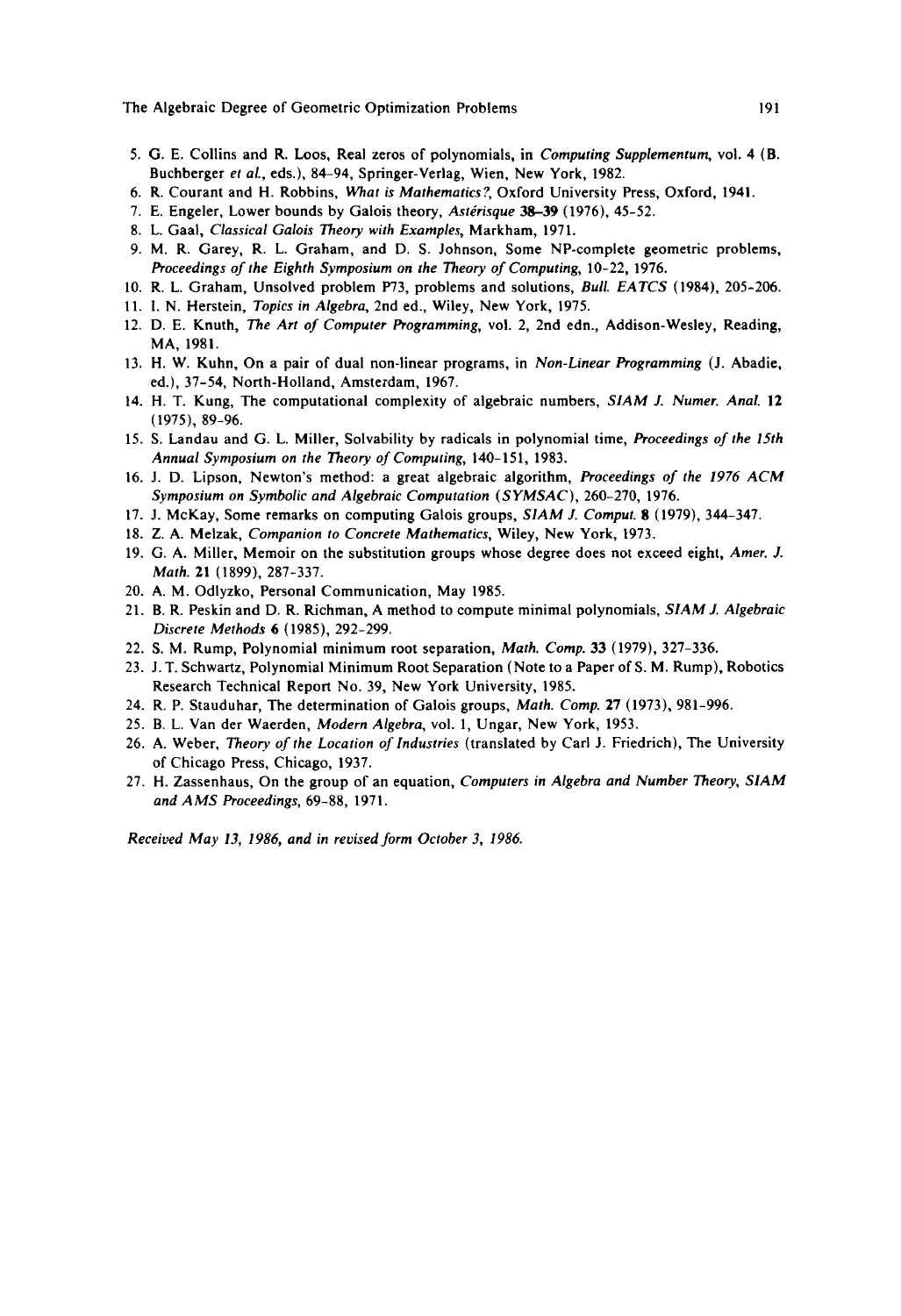5. G. E. Collins and R. Loos, Real zeros of polynomials, in *Computing Supplementum*, vol. 4 (B. Buchberger *et al.*, eds.), 84–94, Springer-Verlag, Wien, New York, 1982.
6. R. Courant and H. Robbins, *What is Mathematics?*, Oxford University Press, Oxford, 1941.
7. E. Engeler, Lower bounds by Galois theory, *Astérisque* **38–39** (1976), 45–52.
8. L. Gaal, *Classical Galois Theory with Examples*, Markham, 1971.
9. M. R. Garey, R. L. Graham, and D. S. Johnson, Some NP-complete geometric problems, *Proceedings of the Eighth Symposium on the Theory of Computing*, 10–22, 1976.
10. R. L. Graham, Unsolved problem P73, problems and solutions, *Bull. EATCS* (1984), 205–206.
11. I. N. Herstein, *Topics in Algebra*, 2nd ed., Wiley, New York, 1975.
12. D. E. Knuth, *The Art of Computer Programming*, vol. 2, 2nd edn., Addison-Wesley, Reading, MA, 1981.
13. H. W. Kuhn, On a pair of dual non-linear programs, in *Non-Linear Programming* (J. Abadie, ed.), 37–54, North-Holland, Amsterdam, 1967.
14. H. T. Kung, The computational complexity of algebraic numbers, *SIAM J. Numer. Anal.* **12** (1975), 89–96.
15. S. Landau and G. L. Miller, Solvability by radicals in polynomial time, *Proceedings of the 15th Annual Symposium on the Theory of Computing*, 140–151, 1983.
16. J. D. Lipson, Newton's method: a great algebraic algorithm, *Proceedings of the 1976 ACM Symposium on Symbolic and Algebraic Computation (SYMSAC)*, 260–270, 1976.
17. J. McKay, Some remarks on computing Galois groups, *SIAM J. Comput.* **8** (1979), 344–347.
18. Z. A. Melzak, *Companion to Concrete Mathematics*, Wiley, New York, 1973.
19. G. A. Miller, Memoir on the substitution groups whose degree does not exceed eight, *Amer. J. Math.* **21** (1899), 287–337.
20. A. M. Odlyzko, Personal Communication, May 1985.
21. B. R. Peskin and D. R. Richman, A method to compute minimal polynomials, *SIAM J. Algebraic Discrete Methods* **6** (1985), 292–299.
22. S. M. Rump, Polynomial minimum root separation, *Math. Comp.* **33** (1979), 327–336.
23. J. T. Schwartz, Polynomial Minimum Root Separation (Note to a Paper of S. M. Rump), Robotics Research Technical Report No. 39, New York University, 1985.
24. R. P. Stauduhar, The determination of Galois groups, *Math. Comp.* **27** (1973), 981–996.
25. B. L. Van der Waerden, *Modern Algebra*, vol. 1, Ungar, New York, 1953.
26. A. Weber, *Theory of the Location of Industries* (translated by Carl J. Friedrich), The University of Chicago Press, Chicago, 1937.
27. H. Zassenhaus, On the group of an equation, *Computers in Algebra and Number Theory, SIAM and AMS Proceedings*, 69–88, 1971.

*Received May 13, 1986, and in revised form October 3, 1986.*